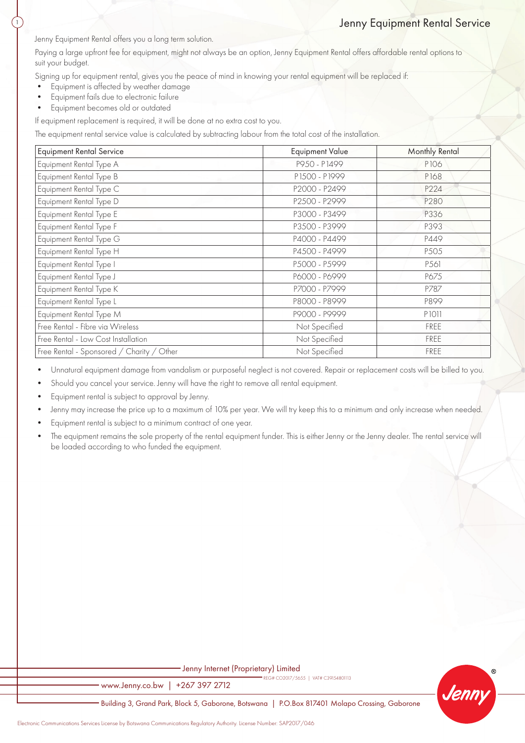# Jenny Equipment Rental Service

Jenny Equipment Rental offers you a long term solution.

Paying a large upfront fee for equipment, might not always be an option, Jenny Equipment Rental offers affordable rental options to suit your budget.

Signing up for equipment rental, gives you the peace of mind in knowing your rental equipment will be replaced if:

- Equipment is affected by weather damage
- Equipment fails due to electronic failure
- Equipment becomes old or outdated

If equipment replacement is required, it will be done at no extra cost to you.

The equipment rental service value is calculated by subtracting labour from the total cost of the installation.

| Equipment Rental Service | Equipment Value | Monthly Rental |
|---|---|---|
| Equipment Rental Type A | P950 - P1499 | P106 |
| Equipment Rental Type B | P1500 - P1999 | P168 |
| Equipment Rental Type C | P2000 - P2499 | P224 |
| Equipment Rental Type D | P2500 - P2999 | P280 |
| Equipment Rental Type E | P3000 - P3499 | P336 |
| Equipment Rental Type F | P3500 - P3999 | P393 |
| Equipment Rental Type G | P4000 - P4499 | P449 |
| Equipment Rental Type H | P4500 - P4999 | P505 |
| Equipment Rental Type I | P5000 - P5999 | P561 |
| Equipment Rental Type J | P6000 - P6999 | P675 |
| Equipment Rental Type K | P7000 - P7999 | P787 |
| Equipment Rental Type L | P8000 - P8999 | P899 |
| Equipment Rental Type M | P9000 - P9999 | P1011 |
| Free Rental - Fibre via Wireless | Not Specified | FREE |
| Free Rental - Low Cost Installation | Not Specified | FREE |
| Free Rental - Sponsored / Charity / Other | Not Specified | FREE |

- Unnatural equipment damage from vandalism or purposeful neglect is not covered. Repair or replacement costs will be billed to you.
- Should you cancel your service. Jenny will have the right to remove all rental equipment.
- Equipment rental is subject to approval by Jenny.
- Jenny may increase the price up to a maximum of 10% per year. We will try keep this to a minimum and only increase when needed.
- Equipment rental is subject to a minimum contract of one year.
- The equipment remains the sole property of the rental equipment funder. This is either Jenny or the Jenny dealer. The rental service will be loaded according to who funded the equipment.

Jenny Internet (Proprietary) Limited
REG# CO2017/5655 | VAT# C39154801113

www.Jenny.co.bw | +267 397 2712

Building 3, Grand Park, Block 5, Gaborone, Botswana | P.O.Box 817401 Molapo Crossing, Gaborone

Electronic Communications Services License by Botswana Communications Regulatory Authority. License Number: SAP2017/046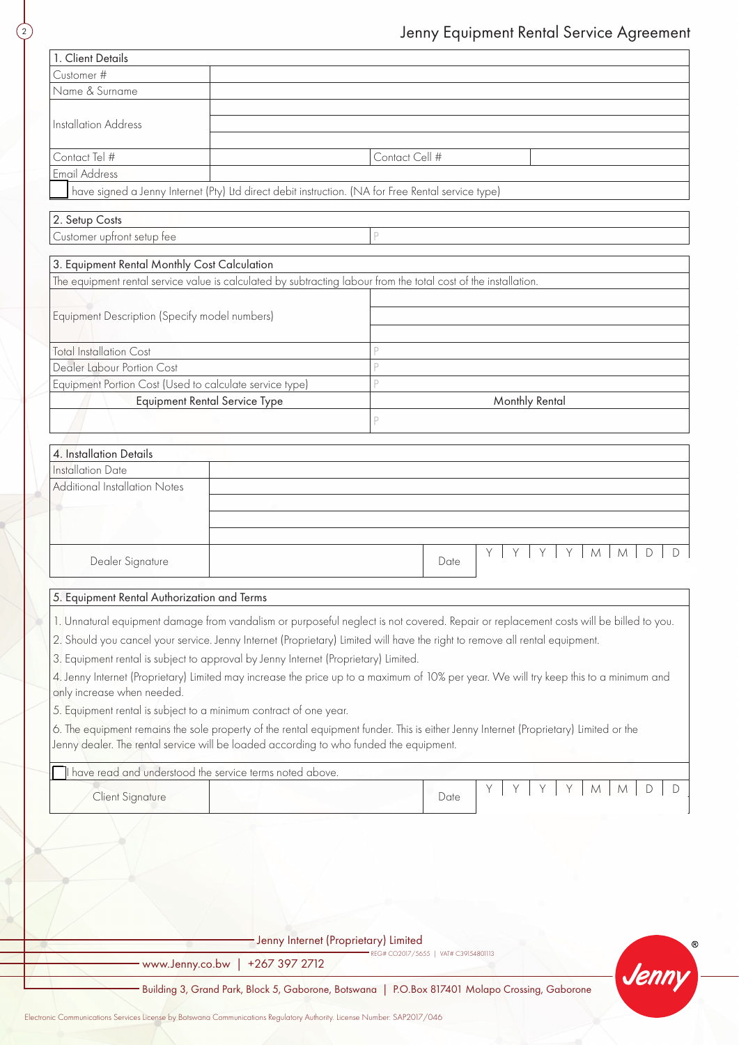# Jenny Equipment Rental Service Agreement

| 1. Client Details | | | |
|---|---|---|---|
| Customer # | | | |
| Name & Surname | | | |
| Installation Address | | | |
| | | | |
| | | | |
| Contact Tel # | | Contact Cell # | |
| Email Address | | | |

☐ I have signed a Jenny Internet (Pty) Ltd direct debit instruction. (NA for Free Rental service type)

| 2. Setup Costs | |
|---|---|
| Customer upfront setup fee | P |

| 3. Equipment Rental Monthly Cost Calculation | |
|---|---|
| The equipment rental service value is calculated by subtracting labour from the total cost of the installation. | |
| Equipment Description (Specify model numbers) | |
| | |
| | |
| Total Installation Cost | P |
| Dealer Labour Portion Cost | P |
| Equipment Portion Cost (Used to calculate service type) | P |
| Equipment Rental Service Type | Monthly Rental |
| | P |

| 4. Installation Details | | | |
|---|---|---|---|
| Installation Date | | | |
| Additional Installation Notes | | | |
| | | | |
| | | | |
| | | | |
| Dealer Signature | | Date | Y Y Y Y M M D D |

## 5. Equipment Rental Authorization and Terms

1. Unnatural equipment damage from vandalism or purposeful neglect is not covered. Repair or replacement costs will be billed to you.
2. Should you cancel your service. Jenny Internet (Proprietary) Limited will have the right to remove all rental equipment.
3. Equipment rental is subject to approval by Jenny Internet (Proprietary) Limited.
4. Jenny Internet (Proprietary) Limited may increase the price up to a maximum of 10% per year. We will try keep this to a minimum and only increase when needed.
5. Equipment rental is subject to a minimum contract of one year.
6. The equipment remains the sole property of the rental equipment funder. This is either Jenny Internet (Proprietary) Limited or the Jenny dealer. The rental service will be loaded according to who funded the equipment.

☐ I have read and understood the service terms noted above.

| | | | |
|---|---|---|---|
| Client Signature | | Date | Y Y Y Y M M D D |

Jenny Internet (Proprietary) Limited
REG# CO2017/5655 | VAT# C39154801113
www.Jenny.co.bw | +267 397 2712
Building 3, Grand Park, Block 5, Gaborone, Botswana | P.O.Box 817401 Molapo Crossing, Gaborone

Electronic Communications Services License by Botswana Communications Regulatory Authority. License Number: SAP2017/046